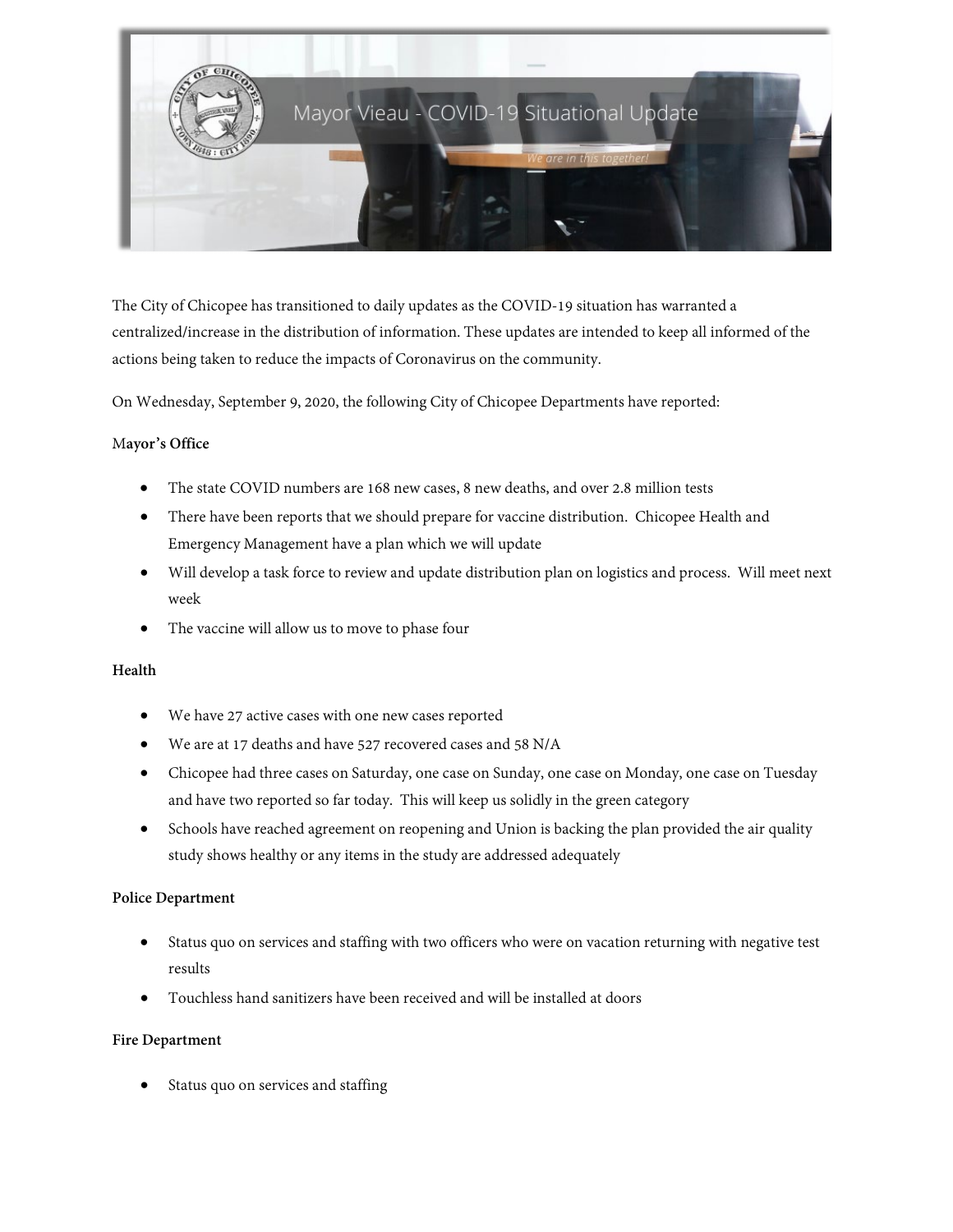# Mayor Vieau - COVID-19 Situational Update

*We are in this together!*

The City of Chicopee has transitioned to daily updates as the COVID-19 situation has warranted a centralized/increase in the distribution of information. These updates are intended to keep all informed of the actions being taken to reduce the impacts of Coronavirus on the community.

On Wednesday, September 9, 2020, the following City of Chicopee Departments have reported:

**Mayor's Office**

- The state COVID numbers are 168 new cases, 8 new deaths, and over 2.8 million tests
- There have been reports that we should prepare for vaccine distribution. Chicopee Health and Emergency Management have a plan which we will update
- Will develop a task force to review and update distribution plan on logistics and process. Will meet next week
- The vaccine will allow us to move to phase four

**Health**

- We have 27 active cases with one new cases reported
- We are at 17 deaths and have 527 recovered cases and 58 N/A
- Chicopee had three cases on Saturday, one case on Sunday, one case on Monday, one case on Tuesday and have two reported so far today. This will keep us solidly in the green category
- Schools have reached agreement on reopening and Union is backing the plan provided the air quality study shows healthy or any items in the study are addressed adequately

**Police Department**

- Status quo on services and staffing with two officers who were on vacation returning with negative test results
- Touchless hand sanitizers have been received and will be installed at doors

**Fire Department**

- Status quo on services and staffing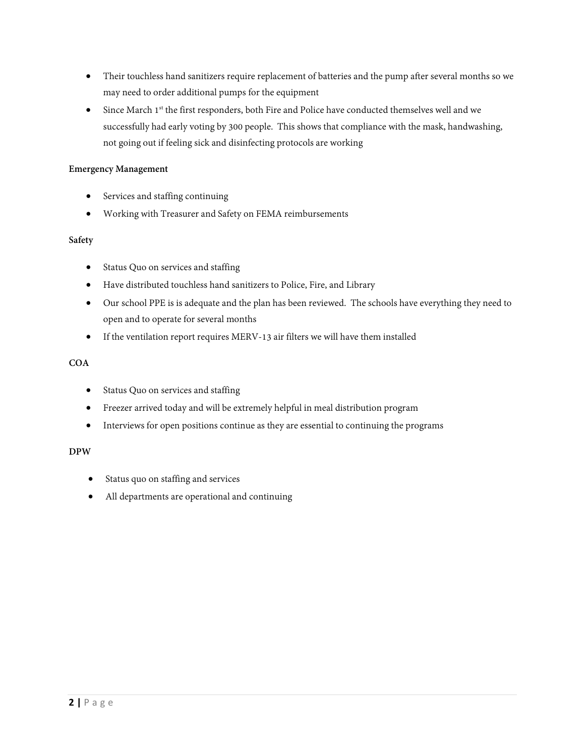- Their touchless hand sanitizers require replacement of batteries and the pump after several months so we may need to order additional pumps for the equipment
- Since March 1st the first responders, both Fire and Police have conducted themselves well and we successfully had early voting by 300 people. This shows that compliance with the mask, handwashing, not going out if feeling sick and disinfecting protocols are working

**Emergency Management**

- Services and staffing continuing
- Working with Treasurer and Safety on FEMA reimbursements

**Safety**

- Status Quo on services and staffing
- Have distributed touchless hand sanitizers to Police, Fire, and Library
- Our school PPE is is adequate and the plan has been reviewed. The schools have everything they need to open and to operate for several months
- If the ventilation report requires MERV-13 air filters we will have them installed

**COA**

- Status Quo on services and staffing
- Freezer arrived today and will be extremely helpful in meal distribution program
- Interviews for open positions continue as they are essential to continuing the programs

**DPW**

- Status quo on staffing and services
- All departments are operational and continuing